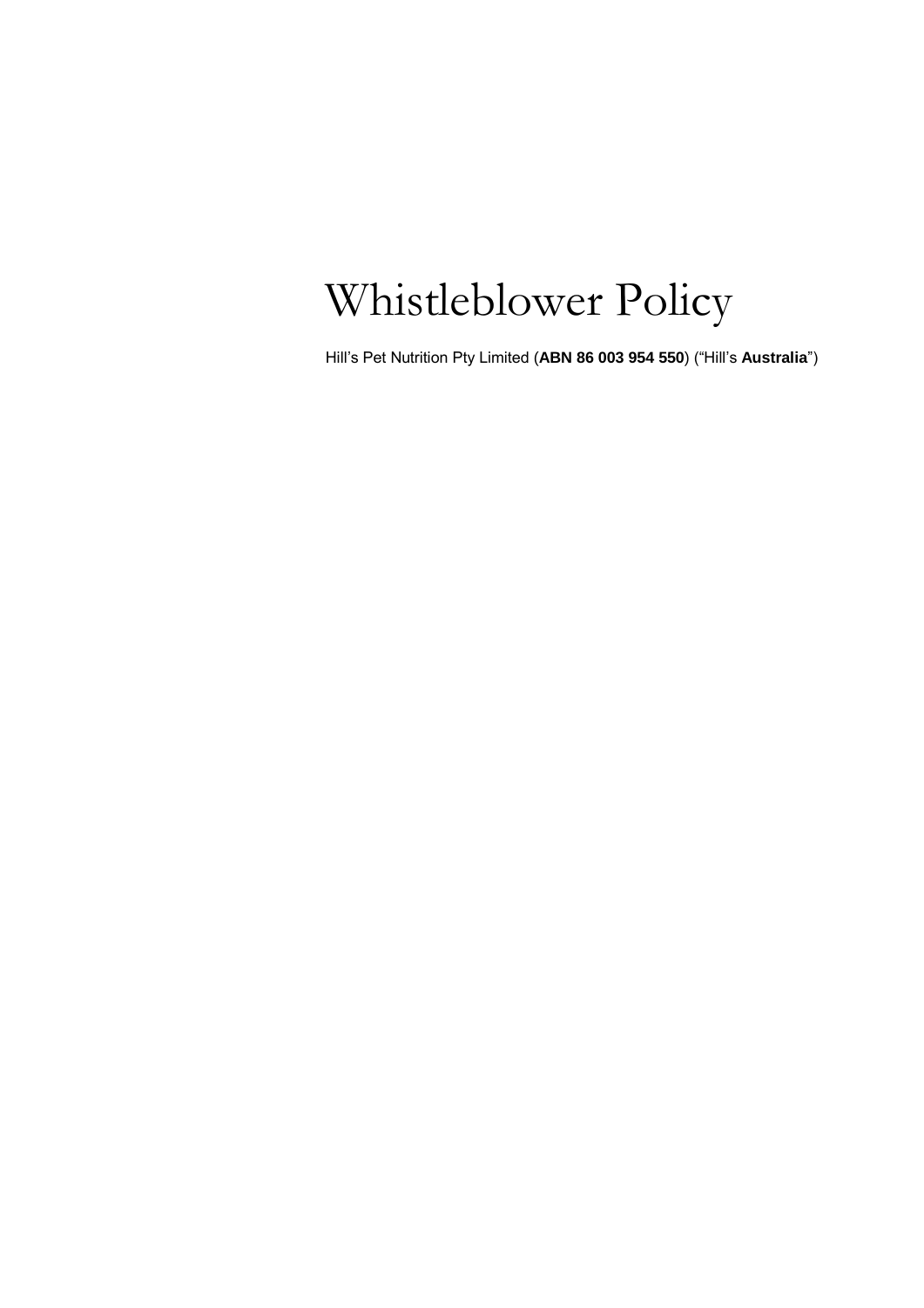# Whistleblower Policy

Hill's Pet Nutrition Pty Limited (**ABN 86 003 954 550**) ("Hill's **Australia**")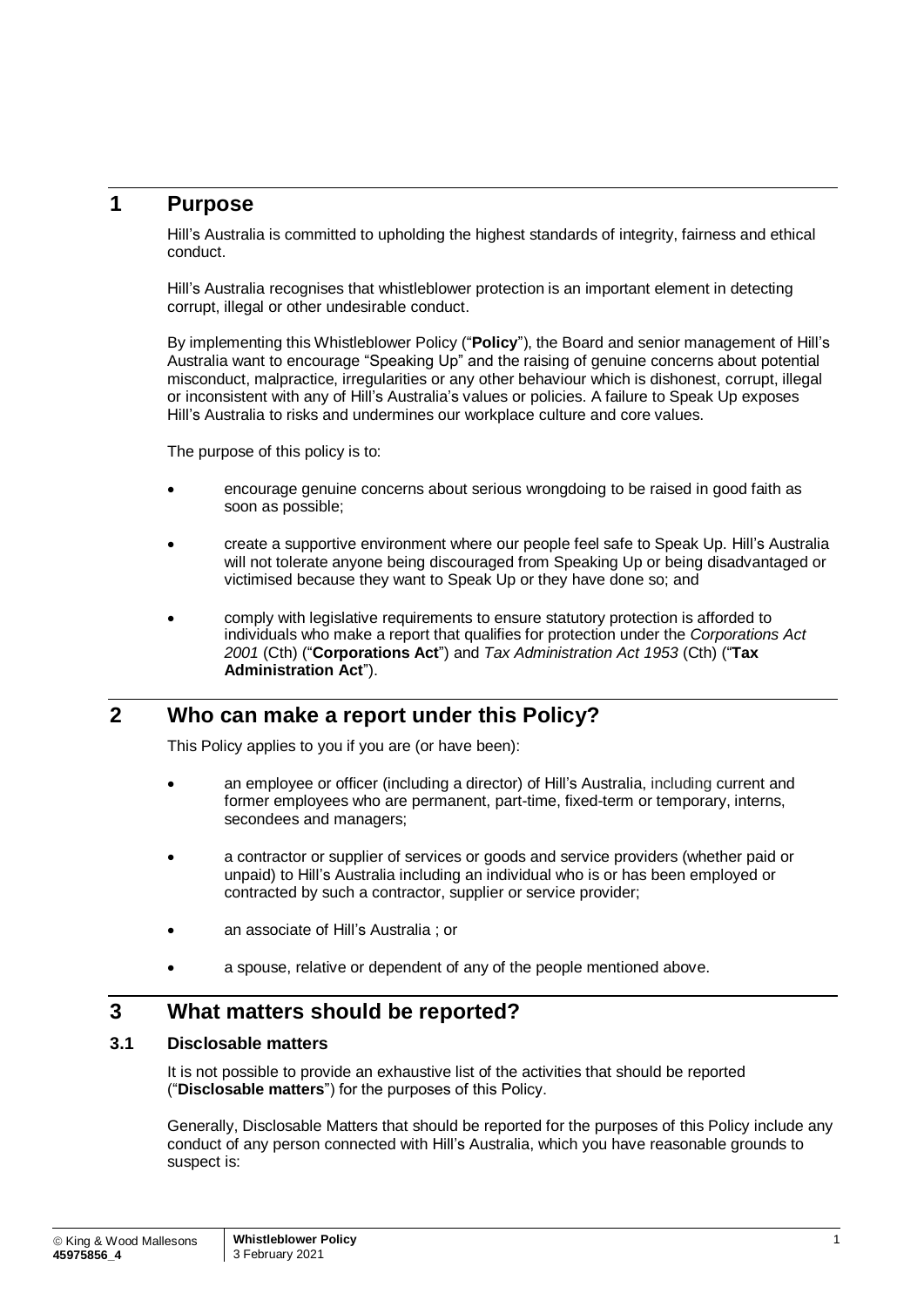# 1 Purpose

Hill's Australia is committed to upholding the highest standards of integrity, fairness and ethical conduct.

Hill's Australia recognises that whistleblower protection is an important element in detecting corrupt, illegal or other undesirable conduct.

By implementing this Whistleblower Policy ("**Policy**"), the Board and senior management of Hill's Australia want to encourage "Speaking Up" and the raising of genuine concerns about potential misconduct, malpractice, irregularities or any other behaviour which is dishonest, corrupt, illegal or inconsistent with any of Hill's Australia's values or policies. A failure to Speak Up exposes Hill's Australia to risks and undermines our workplace culture and core values.

The purpose of this policy is to:

- encourage genuine concerns about serious wrongdoing to be raised in good faith as soon as possible;
- create a supportive environment where our people feel safe to Speak Up. Hill's Australia will not tolerate anyone being discouraged from Speaking Up or being disadvantaged or victimised because they want to Speak Up or they have done so; and
- comply with legislative requirements to ensure statutory protection is afforded to individuals who make a report that qualifies for protection under the *Corporations Act 2001* (Cth) ("**Corporations Act**") and *Tax Administration Act 1953* (Cth) ("**Tax Administration Act**").

# 2 Who can make a report under this Policy?

This Policy applies to you if you are (or have been):

- an employee or officer (including a director) of Hill's Australia, including current and former employees who are permanent, part-time, fixed-term or temporary, interns, secondees and managers;
- a contractor or supplier of services or goods and service providers (whether paid or unpaid) to Hill's Australia including an individual who is or has been employed or contracted by such a contractor, supplier or service provider;
- an associate of Hill's Australia ; or
- a spouse, relative or dependent of any of the people mentioned above.

# 3 What matters should be reported?

## 3.1 Disclosable matters

It is not possible to provide an exhaustive list of the activities that should be reported ("**Disclosable matters**") for the purposes of this Policy.

Generally, Disclosable Matters that should be reported for the purposes of this Policy include any conduct of any person connected with Hill's Australia, which you have reasonable grounds to suspect is: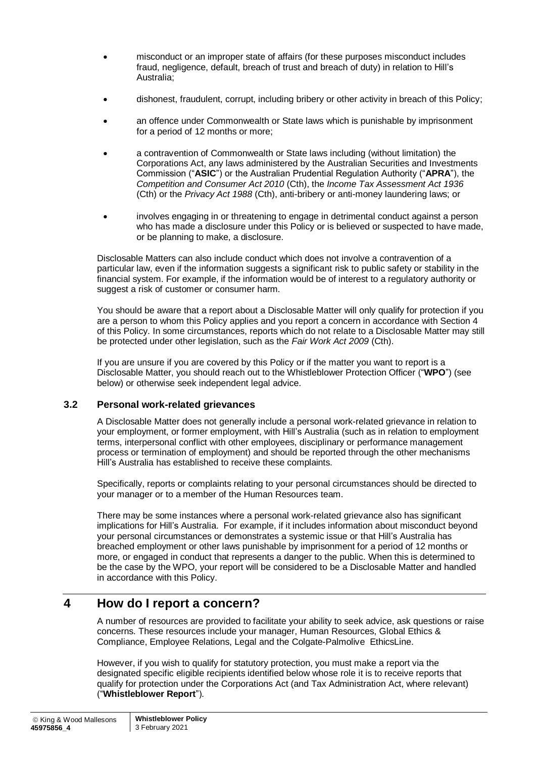- misconduct or an improper state of affairs (for these purposes misconduct includes fraud, negligence, default, breach of trust and breach of duty) in relation to Hill's Australia;
- dishonest, fraudulent, corrupt, including bribery or other activity in breach of this Policy;
- an offence under Commonwealth or State laws which is punishable by imprisonment for a period of 12 months or more;
- a contravention of Commonwealth or State laws including (without limitation) the Corporations Act, any laws administered by the Australian Securities and Investments Commission ("**ASIC**") or the Australian Prudential Regulation Authority ("**APRA**"), the *Competition and Consumer Act 2010* (Cth), the *Income Tax Assessment Act 1936* (Cth) or the *Privacy Act 1988* (Cth), anti-bribery or anti-money laundering laws; or
- involves engaging in or threatening to engage in detrimental conduct against a person who has made a disclosure under this Policy or is believed or suspected to have made, or be planning to make, a disclosure.

Disclosable Matters can also include conduct which does not involve a contravention of a particular law, even if the information suggests a significant risk to public safety or stability in the financial system. For example, if the information would be of interest to a regulatory authority or suggest a risk of customer or consumer harm.

You should be aware that a report about a Disclosable Matter will only qualify for protection if you are a person to whom this Policy applies and you report a concern in accordance with Section 4 of this Policy. In some circumstances, reports which do not relate to a Disclosable Matter may still be protected under other legislation, such as the *Fair Work Act 2009* (Cth).

If you are unsure if you are covered by this Policy or if the matter you want to report is a Disclosable Matter, you should reach out to the Whistleblower Protection Officer ("**WPO**") (see below) or otherwise seek independent legal advice.

### 3.2 Personal work-related grievances

A Disclosable Matter does not generally include a personal work-related grievance in relation to your employment, or former employment, with Hill's Australia (such as in relation to employment terms, interpersonal conflict with other employees, disciplinary or performance management process or termination of employment) and should be reported through the other mechanisms Hill's Australia has established to receive these complaints.

Specifically, reports or complaints relating to your personal circumstances should be directed to your manager or to a member of the Human Resources team.

There may be some instances where a personal work-related grievance also has significant implications for Hill's Australia. For example, if it includes information about misconduct beyond your personal circumstances or demonstrates a systemic issue or that Hill's Australia has breached employment or other laws punishable by imprisonment for a period of 12 months or more, or engaged in conduct that represents a danger to the public. When this is determined to be the case by the WPO, your report will be considered to be a Disclosable Matter and handled in accordance with this Policy.

## 4 How do I report a concern?

A number of resources are provided to facilitate your ability to seek advice, ask questions or raise concerns. These resources include your manager, Human Resources, Global Ethics & Compliance, Employee Relations, Legal and the Colgate-Palmolive EthicsLine.

However, if you wish to qualify for statutory protection, you must make a report via the designated specific eligible recipients identified below whose role it is to receive reports that qualify for protection under the Corporations Act (and Tax Administration Act, where relevant) ("**Whistleblower Report**").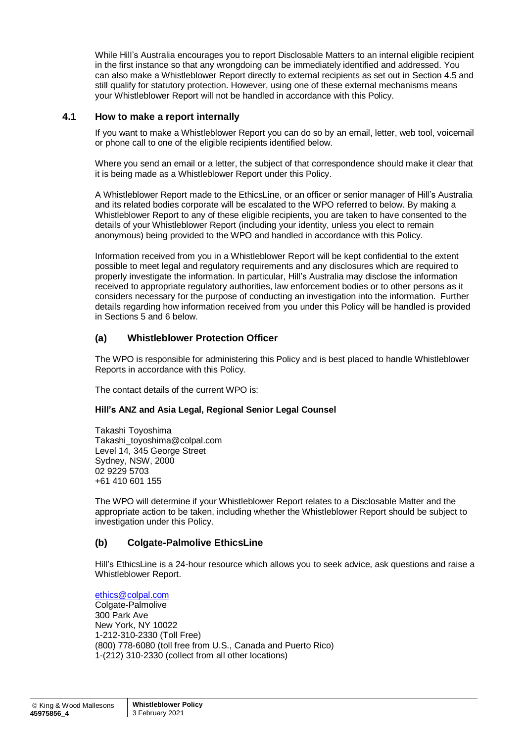While Hill's Australia encourages you to report Disclosable Matters to an internal eligible recipient in the first instance so that any wrongdoing can be immediately identified and addressed. You can also make a Whistleblower Report directly to external recipients as set out in Section 4.5 and still qualify for statutory protection. However, using one of these external mechanisms means your Whistleblower Report will not be handled in accordance with this Policy.

## 4.1 How to make a report internally

If you want to make a Whistleblower Report you can do so by an email, letter, web tool, voicemail or phone call to one of the eligible recipients identified below.

Where you send an email or a letter, the subject of that correspondence should make it clear that it is being made as a Whistleblower Report under this Policy.

A Whistleblower Report made to the EthicsLine, or an officer or senior manager of Hill's Australia and its related bodies corporate will be escalated to the WPO referred to below. By making a Whistleblower Report to any of these eligible recipients, you are taken to have consented to the details of your Whistleblower Report (including your identity, unless you elect to remain anonymous) being provided to the WPO and handled in accordance with this Policy.

Information received from you in a Whistleblower Report will be kept confidential to the extent possible to meet legal and regulatory requirements and any disclosures which are required to properly investigate the information. In particular, Hill's Australia may disclose the information received to appropriate regulatory authorities, law enforcement bodies or to other persons as it considers necessary for the purpose of conducting an investigation into the information. Further details regarding how information received from you under this Policy will be handled is provided in Sections 5 and 6 below.

### (a) Whistleblower Protection Officer

The WPO is responsible for administering this Policy and is best placed to handle Whistleblower Reports in accordance with this Policy.

The contact details of the current WPO is:

**Hill's ANZ and Asia Legal, Regional Senior Legal Counsel**

Takashi Toyoshima
Takashi_toyoshima@colpal.com
Level 14, 345 George Street
Sydney, NSW, 2000
02 9229 5703
+61 410 601 155

The WPO will determine if your Whistleblower Report relates to a Disclosable Matter and the appropriate action to be taken, including whether the Whistleblower Report should be subject to investigation under this Policy.

### (b) Colgate-Palmolive EthicsLine

Hill's EthicsLine is a 24-hour resource which allows you to seek advice, ask questions and raise a Whistleblower Report.

ethics@colpal.com
Colgate-Palmolive
300 Park Ave
New York, NY 10022
1-212-310-2330 (Toll Free)
(800) 778-6080 (toll free from U.S., Canada and Puerto Rico)
1-(212) 310-2330 (collect from all other locations)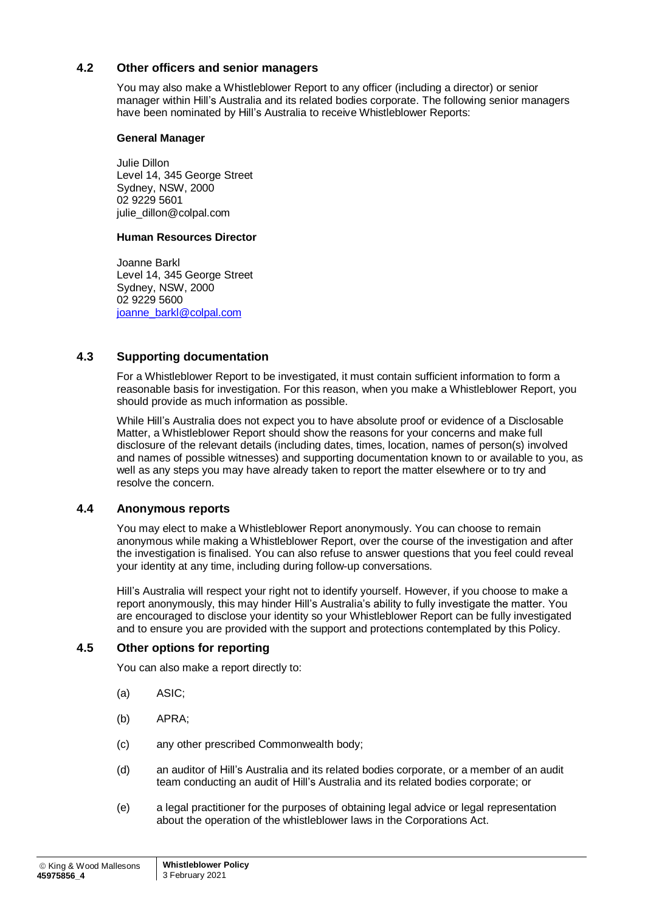## 4.2 Other officers and senior managers

You may also make a Whistleblower Report to any officer (including a director) or senior manager within Hill's Australia and its related bodies corporate. The following senior managers have been nominated by Hill's Australia to receive Whistleblower Reports:

**General Manager**

Julie Dillon
Level 14, 345 George Street
Sydney, NSW, 2000
02 9229 5601
julie_dillon@colpal.com

**Human Resources Director**

Joanne Barkl
Level 14, 345 George Street
Sydney, NSW, 2000
02 9229 5600
joanne_barkl@colpal.com

## 4.3 Supporting documentation

For a Whistleblower Report to be investigated, it must contain sufficient information to form a reasonable basis for investigation. For this reason, when you make a Whistleblower Report, you should provide as much information as possible.

While Hill's Australia does not expect you to have absolute proof or evidence of a Disclosable Matter, a Whistleblower Report should show the reasons for your concerns and make full disclosure of the relevant details (including dates, times, location, names of person(s) involved and names of possible witnesses) and supporting documentation known to or available to you, as well as any steps you may have already taken to report the matter elsewhere or to try and resolve the concern.

## 4.4 Anonymous reports

You may elect to make a Whistleblower Report anonymously. You can choose to remain anonymous while making a Whistleblower Report, over the course of the investigation and after the investigation is finalised. You can also refuse to answer questions that you feel could reveal your identity at any time, including during follow-up conversations.

Hill's Australia will respect your right not to identify yourself. However, if you choose to make a report anonymously, this may hinder Hill's Australia's ability to fully investigate the matter. You are encouraged to disclose your identity so your Whistleblower Report can be fully investigated and to ensure you are provided with the support and protections contemplated by this Policy.

## 4.5 Other options for reporting

You can also make a report directly to:

(a) ASIC;

(b) APRA;

(c) any other prescribed Commonwealth body;

(d) an auditor of Hill's Australia and its related bodies corporate, or a member of an audit team conducting an audit of Hill's Australia and its related bodies corporate; or

(e) a legal practitioner for the purposes of obtaining legal advice or legal representation about the operation of the whistleblower laws in the Corporations Act.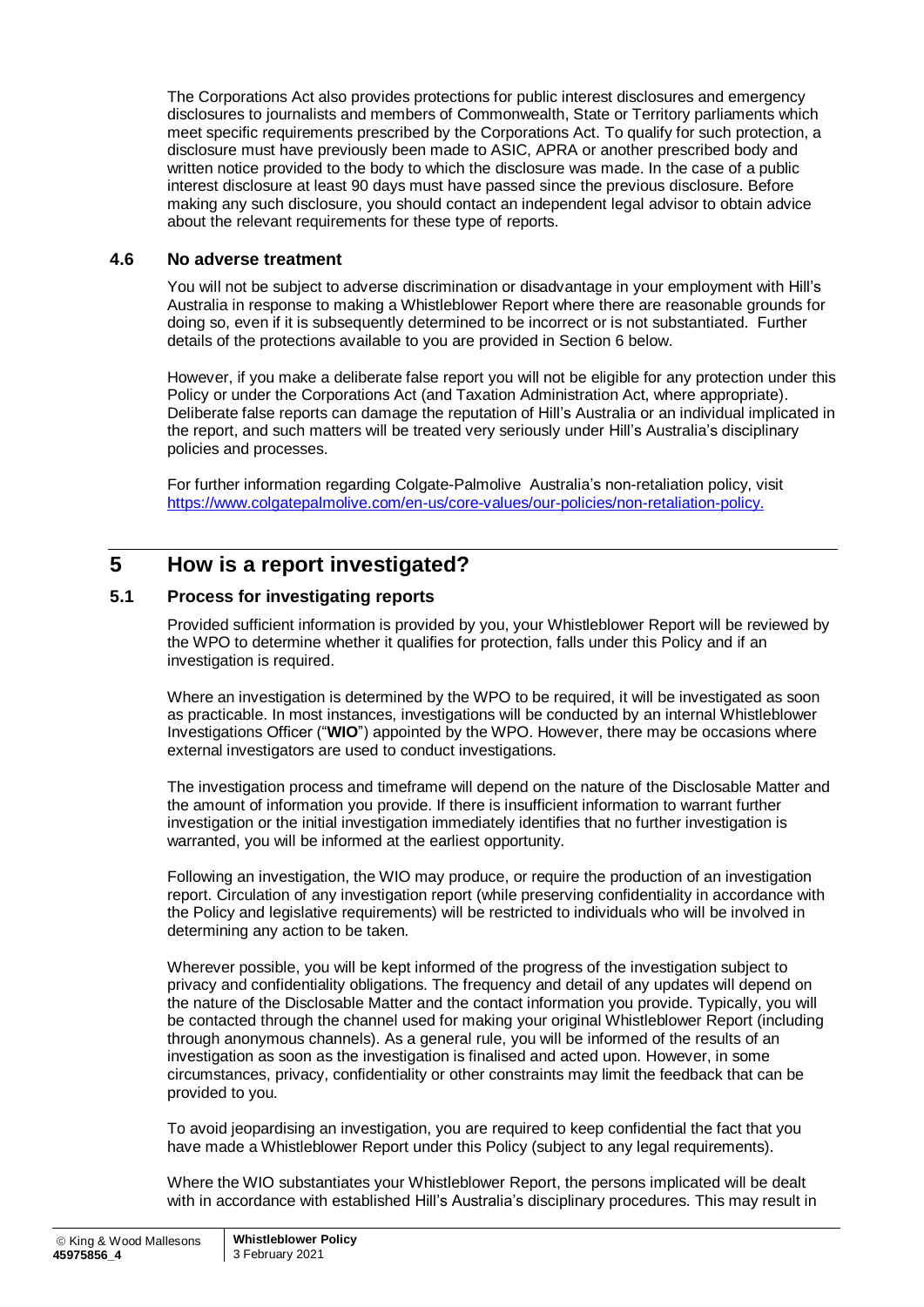The Corporations Act also provides protections for public interest disclosures and emergency disclosures to journalists and members of Commonwealth, State or Territory parliaments which meet specific requirements prescribed by the Corporations Act. To qualify for such protection, a disclosure must have previously been made to ASIC, APRA or another prescribed body and written notice provided to the body to which the disclosure was made. In the case of a public interest disclosure at least 90 days must have passed since the previous disclosure. Before making any such disclosure, you should contact an independent legal advisor to obtain advice about the relevant requirements for these type of reports.

### 4.6 No adverse treatment

You will not be subject to adverse discrimination or disadvantage in your employment with Hill's Australia in response to making a Whistleblower Report where there are reasonable grounds for doing so, even if it is subsequently determined to be incorrect or is not substantiated. Further details of the protections available to you are provided in Section 6 below.

However, if you make a deliberate false report you will not be eligible for any protection under this Policy or under the Corporations Act (and Taxation Administration Act, where appropriate). Deliberate false reports can damage the reputation of Hill's Australia or an individual implicated in the report, and such matters will be treated very seriously under Hill's Australia's disciplinary policies and processes.

For further information regarding Colgate-Palmolive Australia's non-retaliation policy, visit https://www.colgatepalmolive.com/en-us/core-values/our-policies/non-retaliation-policy.

## 5 How is a report investigated?

### 5.1 Process for investigating reports

Provided sufficient information is provided by you, your Whistleblower Report will be reviewed by the WPO to determine whether it qualifies for protection, falls under this Policy and if an investigation is required.

Where an investigation is determined by the WPO to be required, it will be investigated as soon as practicable. In most instances, investigations will be conducted by an internal Whistleblower Investigations Officer ("**WIO**") appointed by the WPO. However, there may be occasions where external investigators are used to conduct investigations.

The investigation process and timeframe will depend on the nature of the Disclosable Matter and the amount of information you provide. If there is insufficient information to warrant further investigation or the initial investigation immediately identifies that no further investigation is warranted, you will be informed at the earliest opportunity.

Following an investigation, the WIO may produce, or require the production of an investigation report. Circulation of any investigation report (while preserving confidentiality in accordance with the Policy and legislative requirements) will be restricted to individuals who will be involved in determining any action to be taken.

Wherever possible, you will be kept informed of the progress of the investigation subject to privacy and confidentiality obligations. The frequency and detail of any updates will depend on the nature of the Disclosable Matter and the contact information you provide. Typically, you will be contacted through the channel used for making your original Whistleblower Report (including through anonymous channels). As a general rule, you will be informed of the results of an investigation as soon as the investigation is finalised and acted upon. However, in some circumstances, privacy, confidentiality or other constraints may limit the feedback that can be provided to you.

To avoid jeopardising an investigation, you are required to keep confidential the fact that you have made a Whistleblower Report under this Policy (subject to any legal requirements).

Where the WIO substantiates your Whistleblower Report, the persons implicated will be dealt with in accordance with established Hill's Australia's disciplinary procedures. This may result in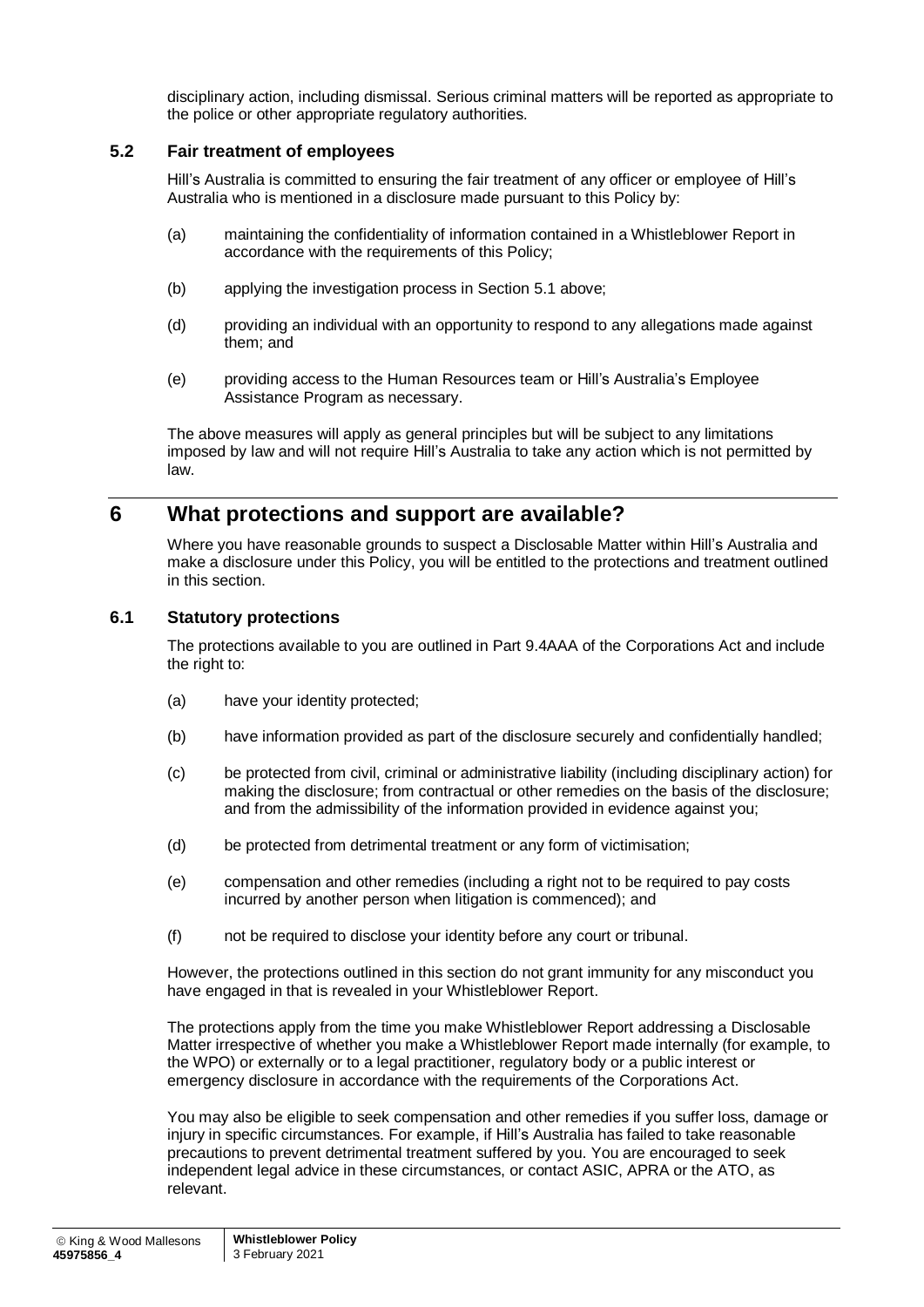disciplinary action, including dismissal. Serious criminal matters will be reported as appropriate to the police or other appropriate regulatory authorities.

### 5.2 Fair treatment of employees

Hill's Australia is committed to ensuring the fair treatment of any officer or employee of Hill's Australia who is mentioned in a disclosure made pursuant to this Policy by:

(a) maintaining the confidentiality of information contained in a Whistleblower Report in accordance with the requirements of this Policy;

(b) applying the investigation process in Section 5.1 above;

(d) providing an individual with an opportunity to respond to any allegations made against them; and

(e) providing access to the Human Resources team or Hill's Australia's Employee Assistance Program as necessary.

The above measures will apply as general principles but will be subject to any limitations imposed by law and will not require Hill's Australia to take any action which is not permitted by law.

## 6 What protections and support are available?

Where you have reasonable grounds to suspect a Disclosable Matter within Hill's Australia and make a disclosure under this Policy, you will be entitled to the protections and treatment outlined in this section.

### 6.1 Statutory protections

The protections available to you are outlined in Part 9.4AAA of the Corporations Act and include the right to:

(a) have your identity protected;

(b) have information provided as part of the disclosure securely and confidentially handled;

(c) be protected from civil, criminal or administrative liability (including disciplinary action) for making the disclosure; from contractual or other remedies on the basis of the disclosure; and from the admissibility of the information provided in evidence against you;

(d) be protected from detrimental treatment or any form of victimisation;

(e) compensation and other remedies (including a right not to be required to pay costs incurred by another person when litigation is commenced); and

(f) not be required to disclose your identity before any court or tribunal.

However, the protections outlined in this section do not grant immunity for any misconduct you have engaged in that is revealed in your Whistleblower Report.

The protections apply from the time you make Whistleblower Report addressing a Disclosable Matter irrespective of whether you make a Whistleblower Report made internally (for example, to the WPO) or externally or to a legal practitioner, regulatory body or a public interest or emergency disclosure in accordance with the requirements of the Corporations Act.

You may also be eligible to seek compensation and other remedies if you suffer loss, damage or injury in specific circumstances. For example, if Hill's Australia has failed to take reasonable precautions to prevent detrimental treatment suffered by you. You are encouraged to seek independent legal advice in these circumstances, or contact ASIC, APRA or the ATO, as relevant.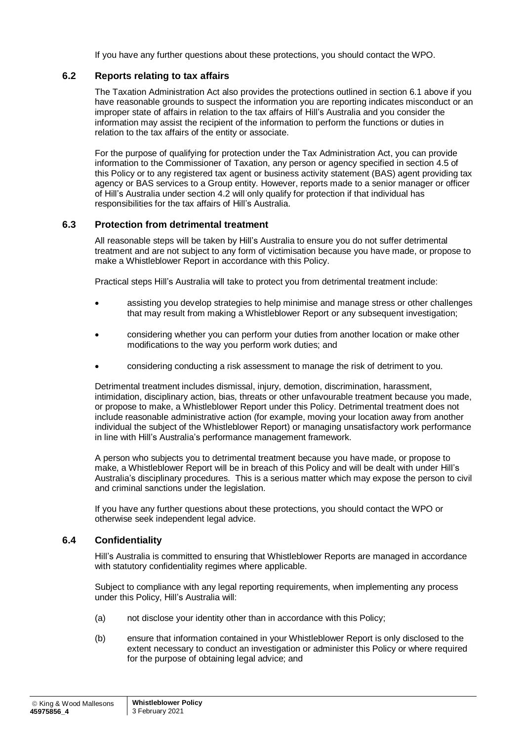If you have any further questions about these protections, you should contact the WPO.

### 6.2 Reports relating to tax affairs

The Taxation Administration Act also provides the protections outlined in section 6.1 above if you have reasonable grounds to suspect the information you are reporting indicates misconduct or an improper state of affairs in relation to the tax affairs of Hill's Australia and you consider the information may assist the recipient of the information to perform the functions or duties in relation to the tax affairs of the entity or associate.

For the purpose of qualifying for protection under the Tax Administration Act, you can provide information to the Commissioner of Taxation, any person or agency specified in section 4.5 of this Policy or to any registered tax agent or business activity statement (BAS) agent providing tax agency or BAS services to a Group entity. However, reports made to a senior manager or officer of Hill's Australia under section 4.2 will only qualify for protection if that individual has responsibilities for the tax affairs of Hill's Australia.

### 6.3 Protection from detrimental treatment

All reasonable steps will be taken by Hill's Australia to ensure you do not suffer detrimental treatment and are not subject to any form of victimisation because you have made, or propose to make a Whistleblower Report in accordance with this Policy.

Practical steps Hill's Australia will take to protect you from detrimental treatment include:

- assisting you develop strategies to help minimise and manage stress or other challenges that may result from making a Whistleblower Report or any subsequent investigation;
- considering whether you can perform your duties from another location or make other modifications to the way you perform work duties; and
- considering conducting a risk assessment to manage the risk of detriment to you.

Detrimental treatment includes dismissal, injury, demotion, discrimination, harassment, intimidation, disciplinary action, bias, threats or other unfavourable treatment because you made, or propose to make, a Whistleblower Report under this Policy. Detrimental treatment does not include reasonable administrative action (for example, moving your location away from another individual the subject of the Whistleblower Report) or managing unsatisfactory work performance in line with Hill's Australia's performance management framework.

A person who subjects you to detrimental treatment because you have made, or propose to make, a Whistleblower Report will be in breach of this Policy and will be dealt with under Hill's Australia's disciplinary procedures. This is a serious matter which may expose the person to civil and criminal sanctions under the legislation.

If you have any further questions about these protections, you should contact the WPO or otherwise seek independent legal advice.

### 6.4 Confidentiality

Hill's Australia is committed to ensuring that Whistleblower Reports are managed in accordance with statutory confidentiality regimes where applicable.

Subject to compliance with any legal reporting requirements, when implementing any process under this Policy, Hill's Australia will:

(a) not disclose your identity other than in accordance with this Policy;

(b) ensure that information contained in your Whistleblower Report is only disclosed to the extent necessary to conduct an investigation or administer this Policy or where required for the purpose of obtaining legal advice; and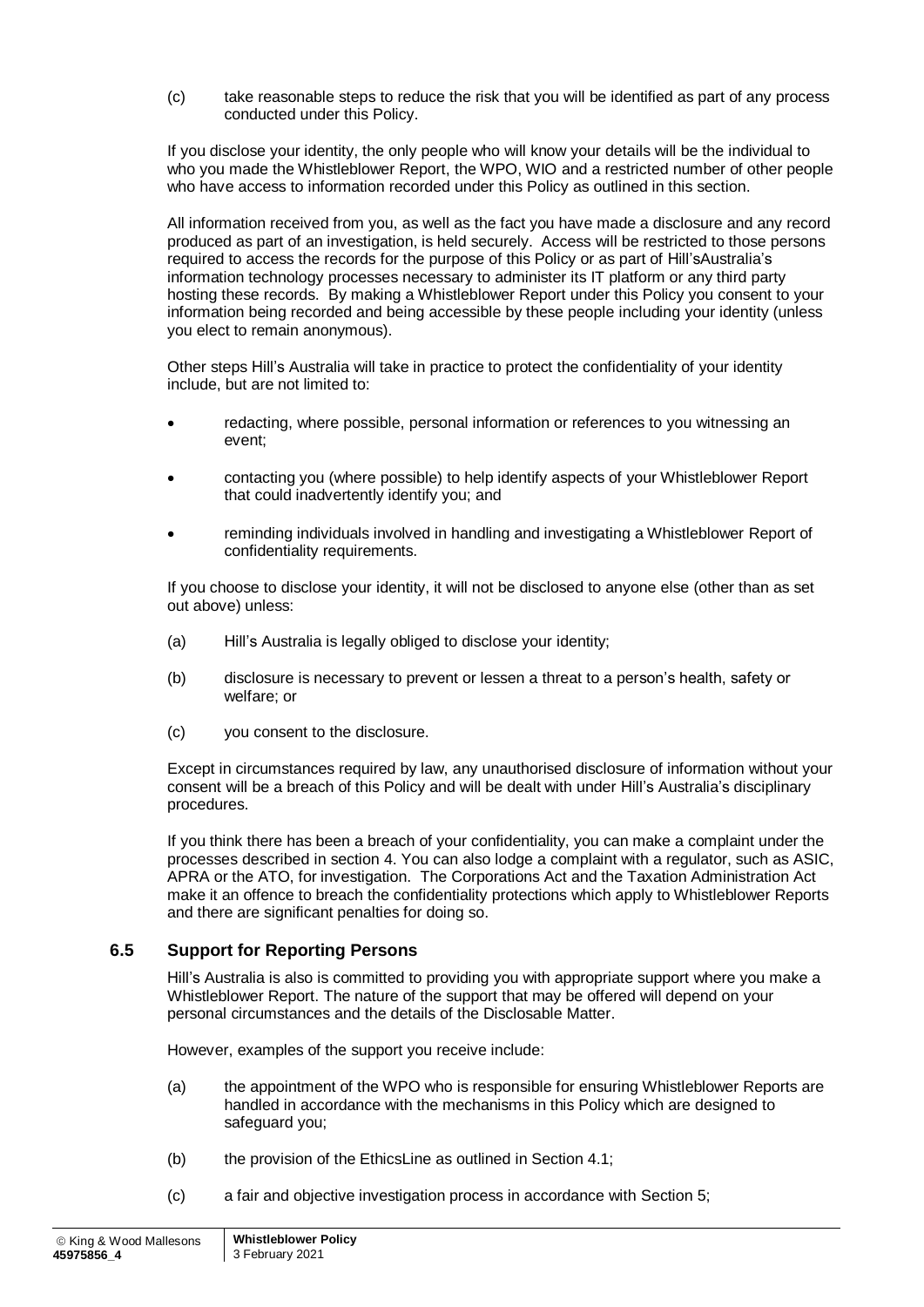(c) take reasonable steps to reduce the risk that you will be identified as part of any process conducted under this Policy.

If you disclose your identity, the only people who will know your details will be the individual to who you made the Whistleblower Report, the WPO, WIO and a restricted number of other people who have access to information recorded under this Policy as outlined in this section.

All information received from you, as well as the fact you have made a disclosure and any record produced as part of an investigation, is held securely. Access will be restricted to those persons required to access the records for the purpose of this Policy or as part of Hill'sAustralia's information technology processes necessary to administer its IT platform or any third party hosting these records. By making a Whistleblower Report under this Policy you consent to your information being recorded and being accessible by these people including your identity (unless you elect to remain anonymous).

Other steps Hill's Australia will take in practice to protect the confidentiality of your identity include, but are not limited to:

- redacting, where possible, personal information or references to you witnessing an event;
- contacting you (where possible) to help identify aspects of your Whistleblower Report that could inadvertently identify you; and
- reminding individuals involved in handling and investigating a Whistleblower Report of confidentiality requirements.

If you choose to disclose your identity, it will not be disclosed to anyone else (other than as set out above) unless:

(a) Hill's Australia is legally obliged to disclose your identity;

(b) disclosure is necessary to prevent or lessen a threat to a person's health, safety or welfare; or

(c) you consent to the disclosure.

Except in circumstances required by law, any unauthorised disclosure of information without your consent will be a breach of this Policy and will be dealt with under Hill's Australia's disciplinary procedures.

If you think there has been a breach of your confidentiality, you can make a complaint under the processes described in section 4. You can also lodge a complaint with a regulator, such as ASIC, APRA or the ATO, for investigation. The Corporations Act and the Taxation Administration Act make it an offence to breach the confidentiality protections which apply to Whistleblower Reports and there are significant penalties for doing so.

### 6.5 Support for Reporting Persons

Hill's Australia is also is committed to providing you with appropriate support where you make a Whistleblower Report. The nature of the support that may be offered will depend on your personal circumstances and the details of the Disclosable Matter.

However, examples of the support you receive include:

(a) the appointment of the WPO who is responsible for ensuring Whistleblower Reports are handled in accordance with the mechanisms in this Policy which are designed to safeguard you;

(b) the provision of the EthicsLine as outlined in Section 4.1;

(c) a fair and objective investigation process in accordance with Section 5;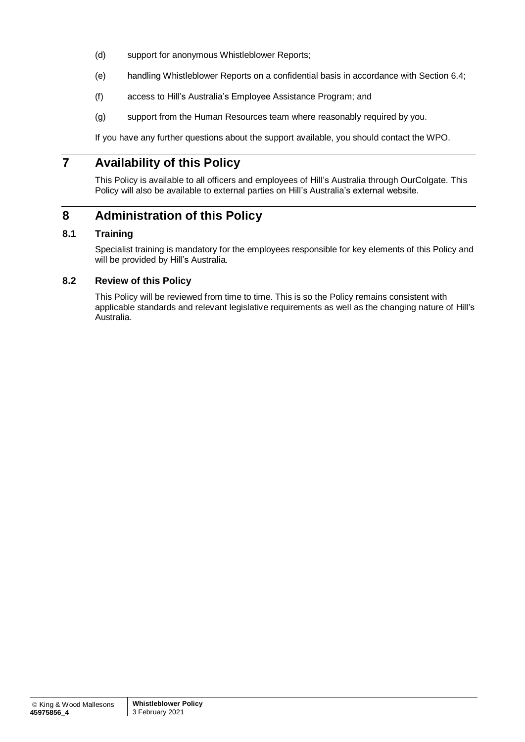(d) support for anonymous Whistleblower Reports;

(e) handling Whistleblower Reports on a confidential basis in accordance with Section 6.4;

(f) access to Hill's Australia's Employee Assistance Program; and

(g) support from the Human Resources team where reasonably required by you.

If you have any further questions about the support available, you should contact the WPO.

# 7 Availability of this Policy

This Policy is available to all officers and employees of Hill's Australia through OurColgate. This Policy will also be available to external parties on Hill's Australia's external website.

# 8 Administration of this Policy

## 8.1 Training

Specialist training is mandatory for the employees responsible for key elements of this Policy and will be provided by Hill's Australia.

## 8.2 Review of this Policy

This Policy will be reviewed from time to time. This is so the Policy remains consistent with applicable standards and relevant legislative requirements as well as the changing nature of Hill's Australia.